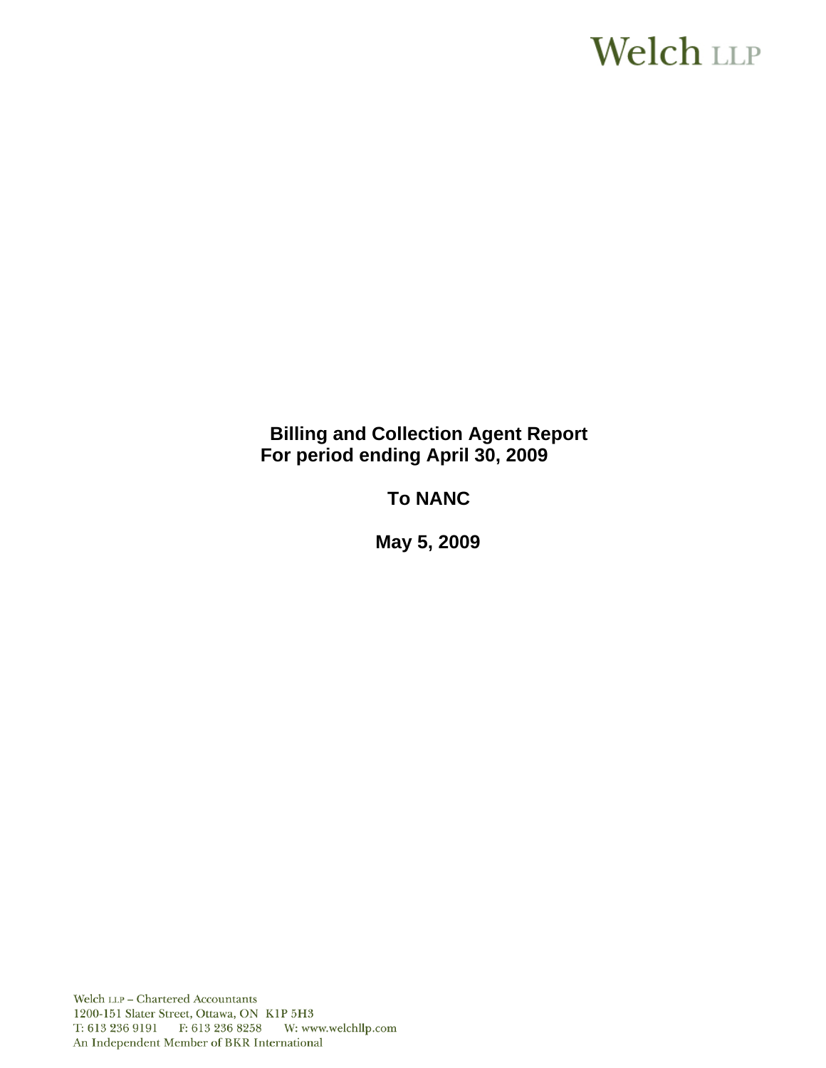Welch LLP

**Billing and Collection Agent Report**
**For period ending April 30, 2009**

**To NANC**

**May 5, 2009**

Welch LLP – Chartered Accountants
1200-151 Slater Street, Ottawa, ON K1P 5H3
T: 613 236 9191 F: 613 236 8258 W: www.welchllp.com
An Independent Member of BKR International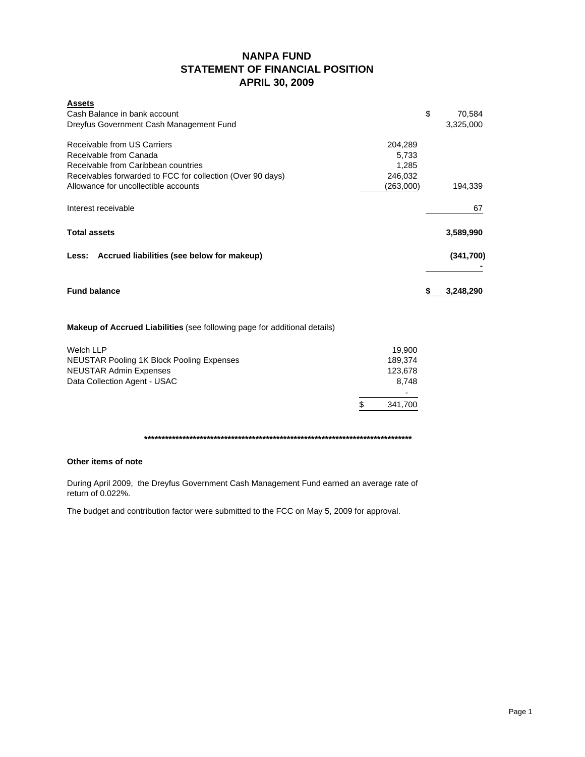# NANPA FUND
## STATEMENT OF FINANCIAL POSITION
## APRIL 30, 2009

| **Assets** | | |
|---|---|---|
| Cash Balance in bank account | | $ 70,584 |
| Dreyfus Government Cash Management Fund | | 3,325,000 |
| | | |
| Receivable from US Carriers | 204,289 | |
| Receivable from Canada | 5,733 | |
| Receivable from Caribbean countries | 1,285 | |
| Receivables forwarded to FCC for collection (Over 90 days) | 246,032 | |
| Allowance for uncollectible accounts | (263,000) | 194,339 |
| | | |
| Interest receivable | | 67 |
| | | |
| **Total assets** | | **3,589,990** |
| | | |
| **Less: Accrued liabilities (see below for makeup)** | | **(341,700)** |
| | | **-** |
| | | |
| **Fund balance** | | **$ 3,248,290** |

**Makeup of Accrued Liabilities** (see following page for additional details)

| | |
|---|---|
| Welch LLP | 19,900 |
| NEUSTAR Pooling 1K Block Pooling Expenses | 189,374 |
| NEUSTAR Admin Expenses | 123,678 |
| Data Collection Agent - USAC | 8,748 |
| | - |
| | $ 341,700 |

*******************************************************************************

**Other items of note**

During April 2009, the Dreyfus Government Cash Management Fund earned an average rate of return of 0.022%.

The budget and contribution factor were submitted to the FCC on May 5, 2009 for approval.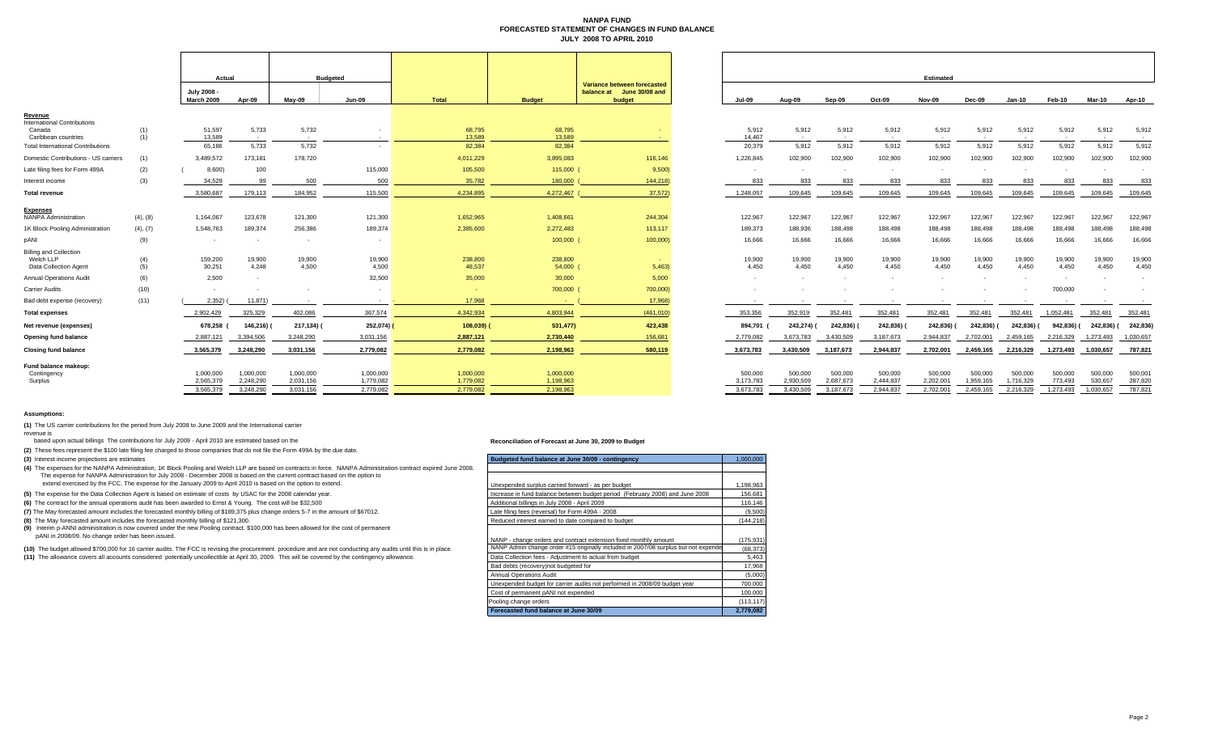# NANPA FUND
## FORECASTED STATEMENT OF CHANGES IN FUND BALANCE
### JULY 2008 TO APRIL 2010

| | | Actual | | Budgeted | | | | | | Estimated | | | | | | | | | |
|---|---|---|---|---|---|---|---|---|---|---|---|---|---|---|---|---|---|---|---|
| | | July 2008 - March 2009 | Apr-09 | May-09 | Jun-09 | Total | Budget | Variance between forecasted balance at June 30/08 and budget | Jul-09 | Aug-09 | Sep-09 | Oct-09 | Nov-09 | Dec-09 | Jan-10 | Feb-10 | Mar-10 | Apr-10 |
| **Revenue** | | | | | | | | | | | | | | | | | | | |
| International Contributions | | | | | | | | | | | | | | | | | | | |
| Canada | (1) | 51,597 | 5,733 | 5,732 | - | 68,795 | 68,795 | - | 5,912 | 5,912 | 5,912 | 5,912 | 5,912 | 5,912 | 5,912 | 5,912 | 5,912 | 5,912 |
| Caribbean countries | (1) | 13,589 | - | - | - | 13,589 | 13,589 | - | 14,467 | - | - | - | - | - | - | - | - | - |
| Total International Contributions | | 65,186 | 5,733 | 5,732 | - | 82,384 | 82,384 | - | 20,379 | 5,912 | 5,912 | 5,912 | 5,912 | 5,912 | 5,912 | 5,912 | 5,912 | 5,912 |
| Domestic Contributions - US carriers | (1) | 3,489,572 | 173,181 | 178,720 | - | 4,011,229 | 3,895,083 | 116,146 | 1,226,845 | 102,900 | 102,900 | 102,900 | 102,900 | 102,900 | 102,900 | 102,900 | 102,900 | 102,900 |
| Late filing fees for Form 499A | (2) | (8,600) | 100 | | 115,000 | 105,500 | 115,000 | (9,500) | - | - | - | - | - | - | - | - | - | - |
| Interest income | (3) | 34,529 | 99 | 500 | 500 | 35,782 | 180,000 | (144,218) | 833 | 833 | 833 | 833 | 833 | 833 | 833 | 833 | 833 | 833 |
| **Total revenue** | | 3,580,687 | 179,113 | 184,952 | 115,500 | 4,234,895 | 4,272,467 | (37,572) | 1,248,057 | 109,645 | 109,645 | 109,645 | 109,645 | 109,645 | 109,645 | 109,645 | 109,645 | 109,645 |
| **Expenses** | | | | | | | | | | | | | | | | | | | |
| NANPA Administration | (4), (8) | 1,164,067 | 123,678 | 121,300 | 121,300 | 1,652,965 | 1,408,661 | 244,304 | 122,967 | 122,967 | 122,967 | 122,967 | 122,967 | 122,967 | 122,967 | 122,967 | 122,967 | 122,967 |
| 1K Block Pooling Administration | (4), (7) | 1,548,763 | 189,374 | 256,386 | 189,374 | 2,385,600 | 2,272,483 | 113,117 | 189,373 | 188,936 | 188,498 | 188,498 | 188,498 | 188,498 | 188,498 | 188,498 | 188,498 | 188,498 |
| pANI | (9) | - | - | - | - | | 100,000 | (100,000) | 16,666 | 16,666 | 16,666 | 16,666 | 16,666 | 16,666 | 16,666 | 16,666 | 16,666 | 16,666 |
| Billing and Collection | | | | | | | | | | | | | | | | | | | |
| Welch LLP | (4) | 159,200 | 19,900 | 19,900 | 19,900 | 238,800 | 238,800 | - | 19,900 | 19,900 | 19,900 | 19,900 | 19,900 | 19,900 | 19,900 | 19,900 | 19,900 | 19,900 |
| Data Collection Agent | (5) | 30,251 | 4,248 | 4,500 | 4,500 | 48,537 | 54,000 | (5,463) | 4,450 | 4,450 | 4,450 | 4,450 | 4,450 | 4,450 | 4,450 | 4,450 | 4,450 | 4,450 |
| Annual Operations Audit | (6) | 2,500 | - | | 32,500 | 35,000 | 30,000 | 5,000 | - | - | - | - | - | - | - | - | - | - |
| Carrier Audits | (10) | - | - | - | - | - | 700,000 | (700,000) | - | - | - | - | - | - | - | 700,000 | - | - |
| Bad debt expense (recovery) | (11) | (2,352) | (11,871) | - | - | 17,968 | - | (17,968) | - | - | - | - | - | - | - | - | - | - |
| **Total expenses** | | 2,902,429 | 325,329 | 402,086 | 367,574 | 4,342,934 | 4,803,944 | (461,010) | 353,356 | 352,919 | 352,481 | 352,481 | 352,481 | 352,481 | 352,481 | 1,052,481 | 352,481 | 352,481 |
| **Net revenue (expenses)** | | 678,258 | (146,216) | (217,134) | (252,074) | (108,039) | (531,477) | 423,438 | 894,701 | (243,274) | (242,836) | (242,836) | (242,836) | (242,836) | (242,836) | (942,836) | (242,836) | (242,836) |
| **Opening fund balance** | | 2,887,121 | 3,394,506 | 3,248,290 | 3,031,156 | 2,887,121 | 2,730,440 | 156,681 | 2,779,082 | 3,673,783 | 3,430,509 | 3,187,673 | 2,944,837 | 2,702,001 | 2,459,165 | 2,216,329 | 1,273,493 | 1,030,657 |
| **Closing fund balance** | | 3,565,379 | 3,248,290 | 3,031,156 | 2,779,082 | 2,779,082 | 2,198,963 | 580,119 | 3,673,783 | 3,430,509 | 3,187,673 | 2,944,837 | 2,702,001 | 2,459,165 | 2,216,329 | 1,273,493 | 1,030,657 | 787,821 |
| **Fund balance makeup:** | | | | | | | | | | | | | | | | | | | |
| Contingency | | 1,000,000 | 1,000,000 | 1,000,000 | 1,000,000 | 1,000,000 | 1,000,000 | | 500,000 | 500,000 | 500,000 | 500,000 | 500,000 | 500,000 | 500,000 | 500,000 | 500,000 | 500,001 |
| Surplus | | 2,565,379 | 2,248,290 | 2,031,156 | 1,779,082 | 1,779,082 | 1,198,963 | | 3,173,783 | 2,930,509 | 2,687,673 | 2,444,837 | 2,202,001 | 1,959,165 | 1,716,329 | 773,493 | 530,657 | 287,820 |
| | | 3,565,379 | 3,248,290 | 3,031,156 | 2,779,082 | 2,779,082 | 2,198,963 | | 3,673,783 | 3,430,509 | 3,187,673 | 2,944,837 | 2,702,001 | 2,459,165 | 2,216,329 | 1,273,493 | 1,030,657 | 787,821 |

**Assumptions:**

**(1)** The US carrier contributions for the period from July 2008 to June 2009 and the International carrier revenue is based upon actual billings The contributions for July 2009 - April 2010 are estimated based on the

**(2)** These fees represent the $100 late filing fee charged to those companies that do not file the Form 499A by the due date.

**(3)** Interest income projections are estimates

**(4)** The expenses for the NANPA Administration, 1K Block Pooling and Welch LLP are based on contracts in force. NANPA Administration contract expired June 2008. The expense for NANPA Administration for July 2008 - December 2008 is based on the current contract based on the option to extend exercised by the FCC. The expense for the January 2009 to April 2010 is based on the option to extend.

**(5)** The expense for the Data Collection Agent is based on estimate of costs by USAC for the 2008 calendar year.

**(6)** The contract for the annual operations audit has been awarded to Ernst & Young. The cost will be $32,500

**(7)** The May forecasted amount includes the forecasted monthly billing of $189,375 plus change orders 5-7 in the amount of $67012.

**(8)** The May forecasted amount includes the forecasted monthly billing of $121,300.

**(9)** Interim p-ANNI administration is now covered under the new Pooling contract. $100,000 has been allowed for the cost of permanent pANI in 2008/09. No change order has been issued.

**(10)** The budget allowed $700,000 for 16 carrier audits. The FCC is revising the procurement procedure and are not conducting any audits until this is in place.

**(11)** The allowance covers all accounts considered potentially uncollectible at April 30, 2009. This will be covered by the contingency allowance.

**Reconciliation of Forecast at June 30, 2009 to Budget**

| Budgeted fund balance at June 30/09 - contingency | 1,000,000 |
|---|---|
| | |
| Unexpended surplus carried forward - as per budget | 1,198,963 |
| Increase in fund balance between budget period (February 2008) and June 2008 | 156,681 |
| Additional billings in July 2008 - April 2009 | 116,146 |
| Late filing fees (reversal) for Form 499A - 2008 | (9,500) |
| Reduced interest earned to date compared to budget | (144,218) |
| | |
| NANP - change orders and contract extension fixed monthly amount | (175,931) |
| NANP Admin change order #15 originally included in 2007/08 surplus but not expende | (68,373) |
| Data Collection fees - Adjustment to actual from budget | 5,463 |
| Bad debts (recovery)not budgeted for | 17,968 |
| Annual Operations Audit | (5,000) |
| Unexpended budget for carrier audits not performed in 2008/09 budget year | 700,000 |
| Cost of permanent pANI not expended | 100,000 |
| Pooling change orders | (113,117) |
| **Forecasted fund balance at June 30/09** | **2,779,082** |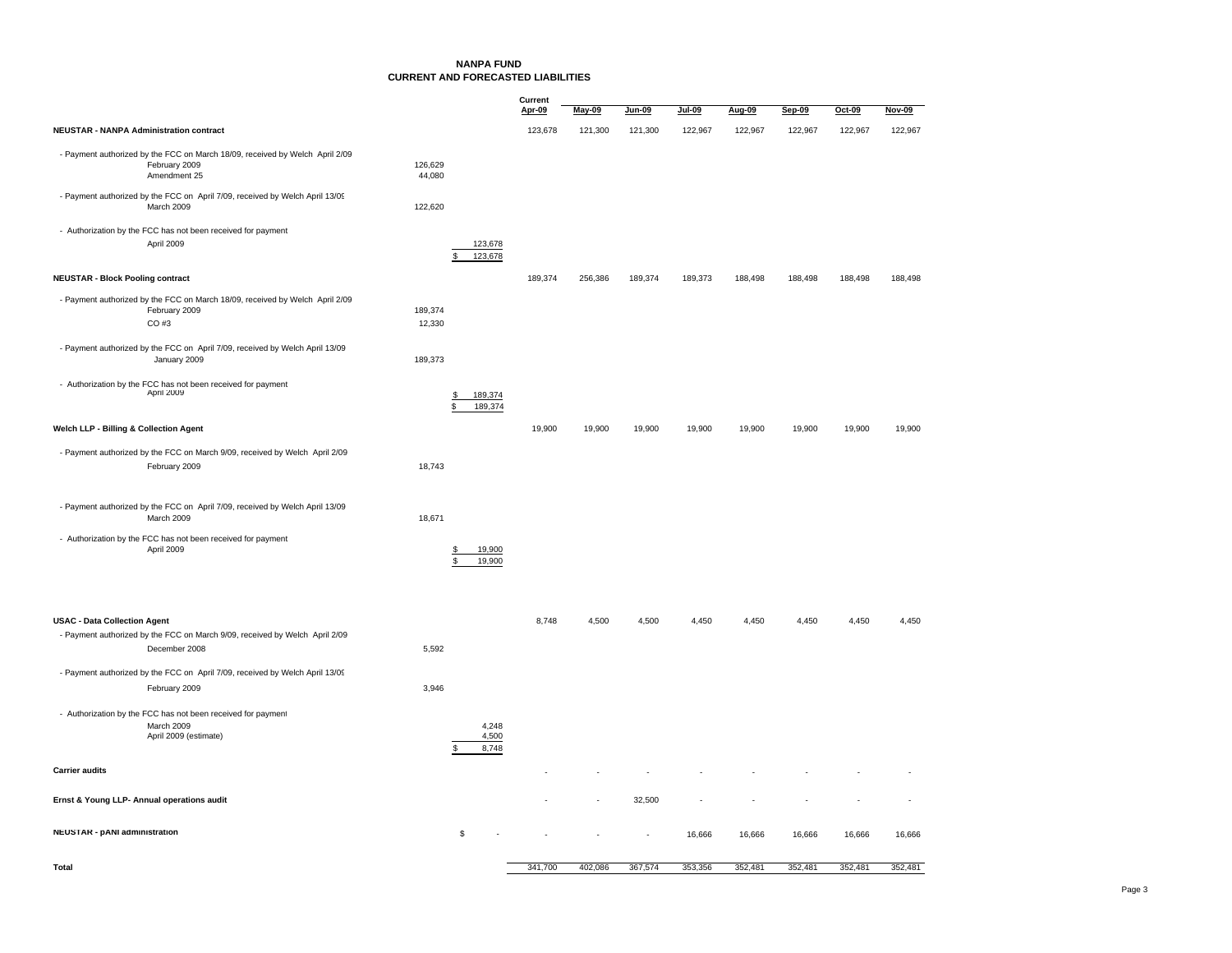# NANPA FUND
## CURRENT AND FORECASTED LIABILITIES

| | | | Current Apr-09 | May-09 | Jun-09 | Jul-09 | Aug-09 | Sep-09 | Oct-09 | Nov-09 |
|---|---|---|---|---|---|---|---|---|---|---|
| **NEUSTAR - NANPA Administration contract** | | | 123,678 | 121,300 | 121,300 | 122,967 | 122,967 | 122,967 | 122,967 | 122,967 |
| - Payment authorized by the FCC on March 18/09, received by Welch April 2/09 | | | | | | | | | | |
| February 2009 | 126,629 | | | | | | | | | |
| Amendment 25 | 44,080 | | | | | | | | | |
| - Payment authorized by the FCC on April 7/09, received by Welch April 13/09 | | | | | | | | | | |
| March 2009 | 122,620 | | | | | | | | | |
| - Authorization by the FCC has not been received for payment | | | | | | | | | | |
| April 2009 | | 123,678 | | | | | | | | |
| | | $ 123,678 | | | | | | | | |
| **NEUSTAR - Block Pooling contract** | | | 189,374 | 256,386 | 189,374 | 189,373 | 188,498 | 188,498 | 188,498 | 188,498 |
| - Payment authorized by the FCC on March 18/09, received by Welch April 2/09 | | | | | | | | | | |
| February 2009 | 189,374 | | | | | | | | | |
| CO #3 | 12,330 | | | | | | | | | |
| - Payment authorized by the FCC on April 7/09, received by Welch April 13/09 | | | | | | | | | | |
| January 2009 | 189,373 | | | | | | | | | |
| - Authorization by the FCC has not been received for payment | | | | | | | | | | |
| April 2009 | | $ 189,374 | | | | | | | | |
| | | $ 189,374 | | | | | | | | |
| **Welch LLP - Billing & Collection Agent** | | | 19,900 | 19,900 | 19,900 | 19,900 | 19,900 | 19,900 | 19,900 | 19,900 |
| - Payment authorized by the FCC on March 9/09, received by Welch April 2/09 | | | | | | | | | | |
| February 2009 | 18,743 | | | | | | | | | |
| - Payment authorized by the FCC on April 7/09, received by Welch April 13/09 | | | | | | | | | | |
| March 2009 | 18,671 | | | | | | | | | |
| - Authorization by the FCC has not been received for payment | | | | | | | | | | |
| April 2009 | | $ 19,900 | | | | | | | | |
| | | $ 19,900 | | | | | | | | |
| **USAC - Data Collection Agent** | | | 8,748 | 4,500 | 4,500 | 4,450 | 4,450 | 4,450 | 4,450 | 4,450 |
| - Payment authorized by the FCC on March 9/09, received by Welch April 2/09 | | | | | | | | | | |
| December 2008 | 5,592 | | | | | | | | | |
| - Payment authorized by the FCC on April 7/09, received by Welch April 13/09 | | | | | | | | | | |
| February 2009 | 3,946 | | | | | | | | | |
| - Authorization by the FCC has not been received for payment | | | | | | | | | | |
| March 2009 | | 4,248 | | | | | | | | |
| April 2009 (estimate) | | 4,500 | | | | | | | | |
| | | $ 8,748 | | | | | | | | |
| **Carrier audits** | | | - | - | - | - | - | - | - | - |
| **Ernst & Young LLP- Annual operations audit** | | | - | - | 32,500 | - | - | - | - | - |
| **NEUSTAR - pANI administration** | | $ - | - | - | - | 16,666 | 16,666 | 16,666 | 16,666 | 16,666 |
| **Total** | | | 341,700 | 402,086 | 367,574 | 353,356 | 352,481 | 352,481 | 352,481 | 352,481 |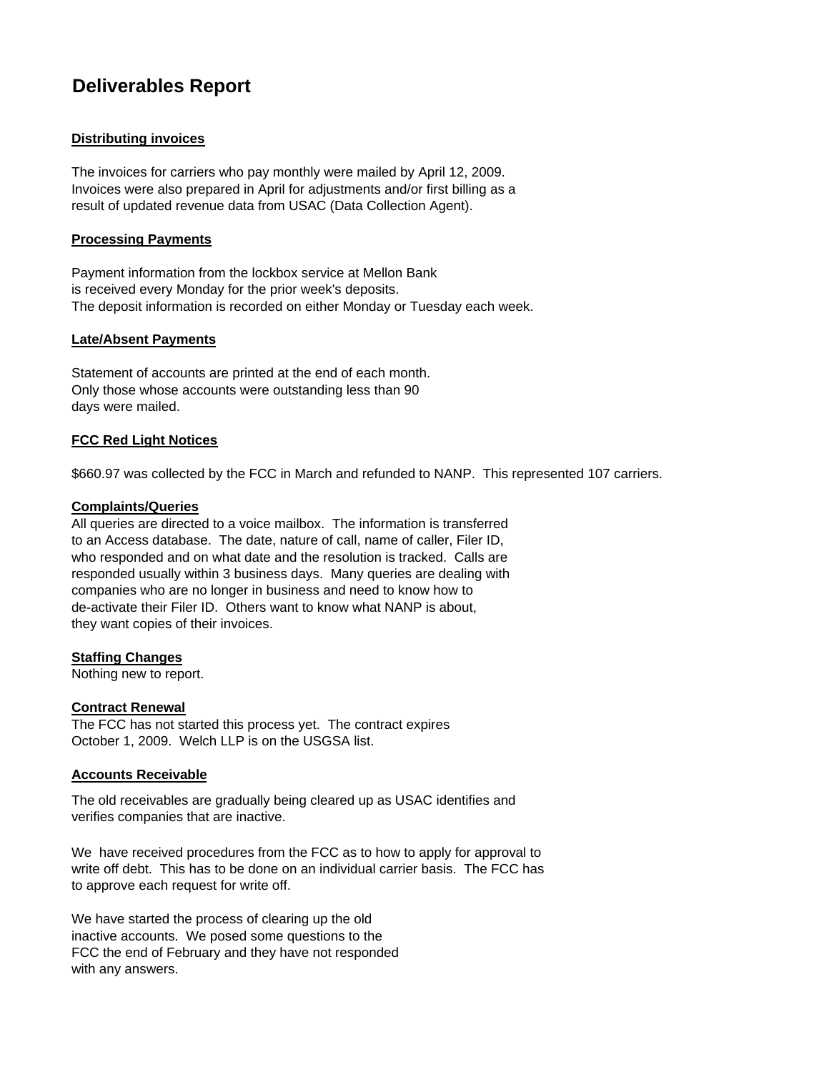# Deliverables Report

**Distributing invoices**

The invoices for carriers who pay monthly were mailed by April 12, 2009. Invoices were also prepared in April for adjustments and/or first billing as a result of updated revenue data from USAC (Data Collection Agent).

**Processing Payments**

Payment information from the lockbox service at Mellon Bank is received every Monday for the prior week's deposits. The deposit information is recorded on either Monday or Tuesday each week.

**Late/Absent Payments**

Statement of accounts are printed at the end of each month. Only those whose accounts were outstanding less than 90 days were mailed.

**FCC Red Light Notices**

$660.97 was collected by the FCC in March and refunded to NANP. This represented 107 carriers.

**Complaints/Queries**

All queries are directed to a voice mailbox. The information is transferred to an Access database. The date, nature of call, name of caller, Filer ID, who responded and on what date and the resolution is tracked. Calls are responded usually within 3 business days. Many queries are dealing with companies who are no longer in business and need to know how to de-activate their Filer ID. Others want to know what NANP is about, they want copies of their invoices.

**Staffing Changes**

Nothing new to report.

**Contract Renewal**

The FCC has not started this process yet. The contract expires October 1, 2009. Welch LLP is on the USGSA list.

**Accounts Receivable**

The old receivables are gradually being cleared up as USAC identifies and verifies companies that are inactive.

We have received procedures from the FCC as to how to apply for approval to write off debt. This has to be done on an individual carrier basis. The FCC has to approve each request for write off.

We have started the process of clearing up the old inactive accounts. We posed some questions to the FCC the end of February and they have not responded with any answers.